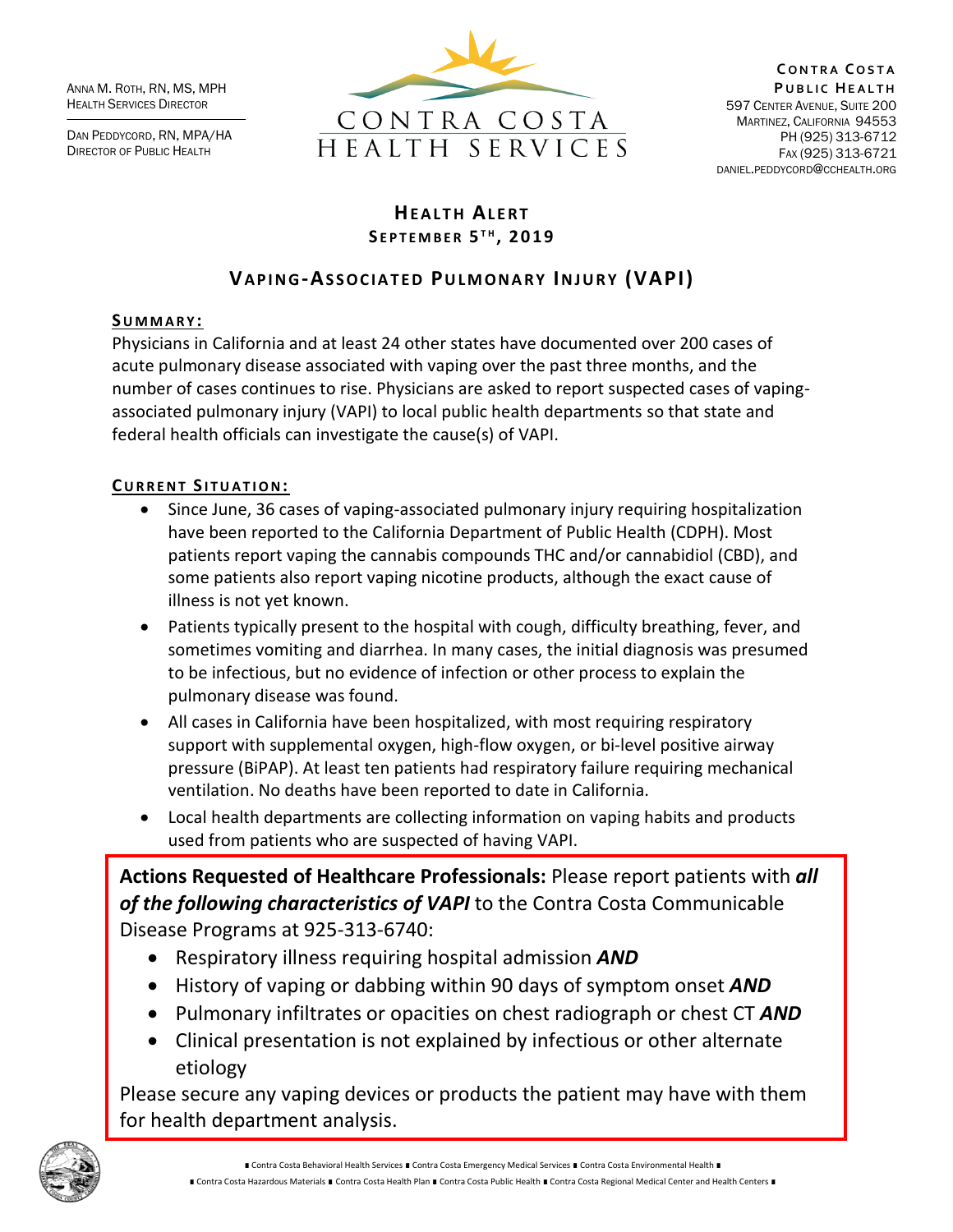Anna M. Roth, RN, MS, MPH
Health Services Director

Dan Peddycord, RN, MPA/HA
Director of Public Health

CONTRA COSTA
HEALTH SERVICES

Contra Costa
Public Health
597 Center Avenue, Suite 200
Martinez, California 94553
PH (925) 313-6712
Fax (925) 313-6721
daniel.peddycord@cchealth.org

# Health Alert

**September 5th, 2019**

## Vaping-Associated Pulmonary Injury (VAPI)

**Summary:**

Physicians in California and at least 24 other states have documented over 200 cases of acute pulmonary disease associated with vaping over the past three months, and the number of cases continues to rise. Physicians are asked to report suspected cases of vaping-associated pulmonary injury (VAPI) to local public health departments so that state and federal health officials can investigate the cause(s) of VAPI.

**Current Situation:**

- Since June, 36 cases of vaping-associated pulmonary injury requiring hospitalization have been reported to the California Department of Public Health (CDPH). Most patients report vaping the cannabis compounds THC and/or cannabidiol (CBD), and some patients also report vaping nicotine products, although the exact cause of illness is not yet known.
- Patients typically present to the hospital with cough, difficulty breathing, fever, and sometimes vomiting and diarrhea. In many cases, the initial diagnosis was presumed to be infectious, but no evidence of infection or other process to explain the pulmonary disease was found.
- All cases in California have been hospitalized, with most requiring respiratory support with supplemental oxygen, high-flow oxygen, or bi-level positive airway pressure (BiPAP). At least ten patients had respiratory failure requiring mechanical ventilation. No deaths have been reported to date in California.
- Local health departments are collecting information on vaping habits and products used from patients who are suspected of having VAPI.

**Actions Requested of Healthcare Professionals:** Please report patients with ***all of the following characteristics of VAPI*** to the Contra Costa Communicable Disease Programs at 925-313-6740:

- Respiratory illness requiring hospital admission ***AND***
- History of vaping or dabbing within 90 days of symptom onset ***AND***
- Pulmonary infiltrates or opacities on chest radiograph or chest CT ***AND***
- Clinical presentation is not explained by infectious or other alternate etiology

Please secure any vaping devices or products the patient may have with them for health department analysis.

∎ Contra Costa Behavioral Health Services ∎ Contra Costa Emergency Medical Services ∎ Contra Costa Environmental Health ∎
∎ Contra Costa Hazardous Materials ∎ Contra Costa Health Plan ∎ Contra Costa Public Health ∎ Contra Costa Regional Medical Center and Health Centers ∎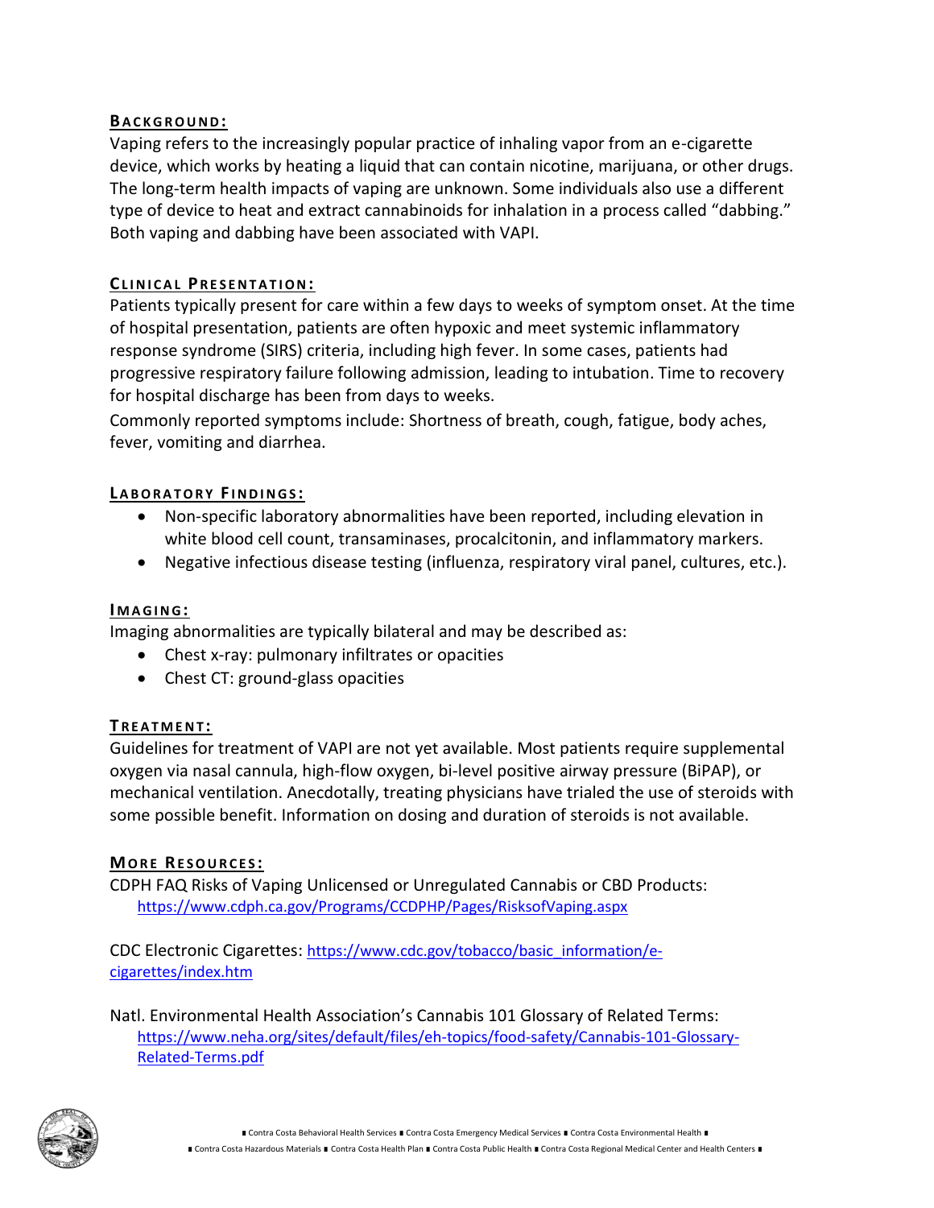## Background:

Vaping refers to the increasingly popular practice of inhaling vapor from an e-cigarette device, which works by heating a liquid that can contain nicotine, marijuana, or other drugs. The long-term health impacts of vaping are unknown. Some individuals also use a different type of device to heat and extract cannabinoids for inhalation in a process called "dabbing." Both vaping and dabbing have been associated with VAPI.

## Clinical Presentation:

Patients typically present for care within a few days to weeks of symptom onset. At the time of hospital presentation, patients are often hypoxic and meet systemic inflammatory response syndrome (SIRS) criteria, including high fever. In some cases, patients had progressive respiratory failure following admission, leading to intubation. Time to recovery for hospital discharge has been from days to weeks.

Commonly reported symptoms include: Shortness of breath, cough, fatigue, body aches, fever, vomiting and diarrhea.

## Laboratory Findings:

- Non-specific laboratory abnormalities have been reported, including elevation in white blood cell count, transaminases, procalcitonin, and inflammatory markers.
- Negative infectious disease testing (influenza, respiratory viral panel, cultures, etc.).

## Imaging:

Imaging abnormalities are typically bilateral and may be described as:

- Chest x-ray: pulmonary infiltrates or opacities
- Chest CT: ground-glass opacities

## Treatment:

Guidelines for treatment of VAPI are not yet available. Most patients require supplemental oxygen via nasal cannula, high-flow oxygen, bi-level positive airway pressure (BiPAP), or mechanical ventilation. Anecdotally, treating physicians have trialed the use of steroids with some possible benefit. Information on dosing and duration of steroids is not available.

## More Resources:

CDPH FAQ Risks of Vaping Unlicensed or Unregulated Cannabis or CBD Products:
https://www.cdph.ca.gov/Programs/CCDPHP/Pages/RisksofVaping.aspx

CDC Electronic Cigarettes: https://www.cdc.gov/tobacco/basic_information/e-cigarettes/index.htm

Natl. Environmental Health Association's Cannabis 101 Glossary of Related Terms:
https://www.neha.org/sites/default/files/eh-topics/food-safety/Cannabis-101-Glossary-Related-Terms.pdf